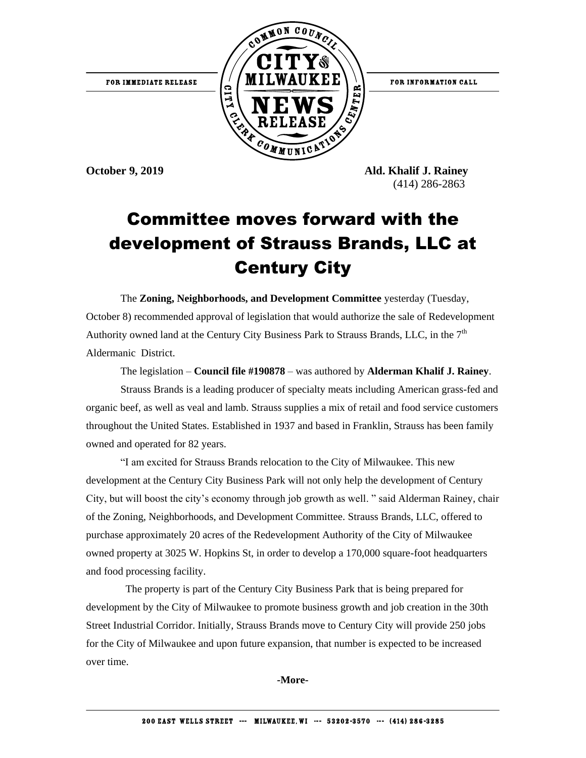FOR IMMEDIATE RELEASE

COMMON COUNCIL CITY OF MILWAUKEE NEWS RELEASE CITY CLERK COMMUNICATIONS CENTER

FOR INFORMATION CALL

**October 9, 2019** **Ald. Khalif J. Rainey**
(414) 286-2863

# Committee moves forward with the development of Strauss Brands, LLC at Century City

The **Zoning, Neighborhoods, and Development Committee** yesterday (Tuesday, October 8) recommended approval of legislation that would authorize the sale of Redevelopment Authority owned land at the Century City Business Park to Strauss Brands, LLC, in the 7th Aldermanic District.

The legislation – **Council file #190878** – was authored by **Alderman Khalif J. Rainey**.

Strauss Brands is a leading producer of specialty meats including American grass-fed and organic beef, as well as veal and lamb. Strauss supplies a mix of retail and food service customers throughout the United States. Established in 1937 and based in Franklin, Strauss has been family owned and operated for 82 years.

"I am excited for Strauss Brands relocation to the City of Milwaukee. This new development at the Century City Business Park will not only help the development of Century City, but will boost the city's economy through job growth as well. " said Alderman Rainey, chair of the Zoning, Neighborhoods, and Development Committee. Strauss Brands, LLC, offered to purchase approximately 20 acres of the Redevelopment Authority of the City of Milwaukee owned property at 3025 W. Hopkins St, in order to develop a 170,000 square-foot headquarters and food processing facility.

The property is part of the Century City Business Park that is being prepared for development by the City of Milwaukee to promote business growth and job creation in the 30th Street Industrial Corridor. Initially, Strauss Brands move to Century City will provide 250 jobs for the City of Milwaukee and upon future expansion, that number is expected to be increased over time.

**-More-**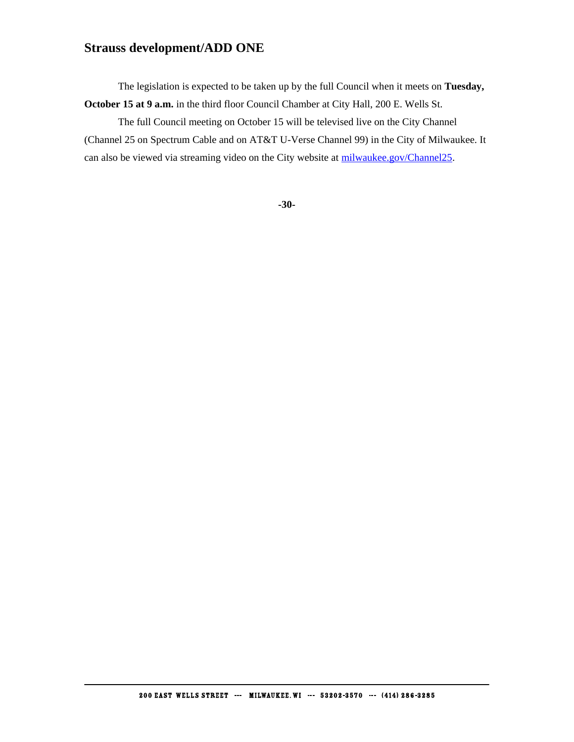## Strauss development/ADD ONE

The legislation is expected to be taken up by the full Council when it meets on **Tuesday, October 15 at 9 a.m.** in the third floor Council Chamber at City Hall, 200 E. Wells St.

The full Council meeting on October 15 will be televised live on the City Channel (Channel 25 on Spectrum Cable and on AT&T U-Verse Channel 99) in the City of Milwaukee. It can also be viewed via streaming video on the City website at milwaukee.gov/Channel25.

**-30-**